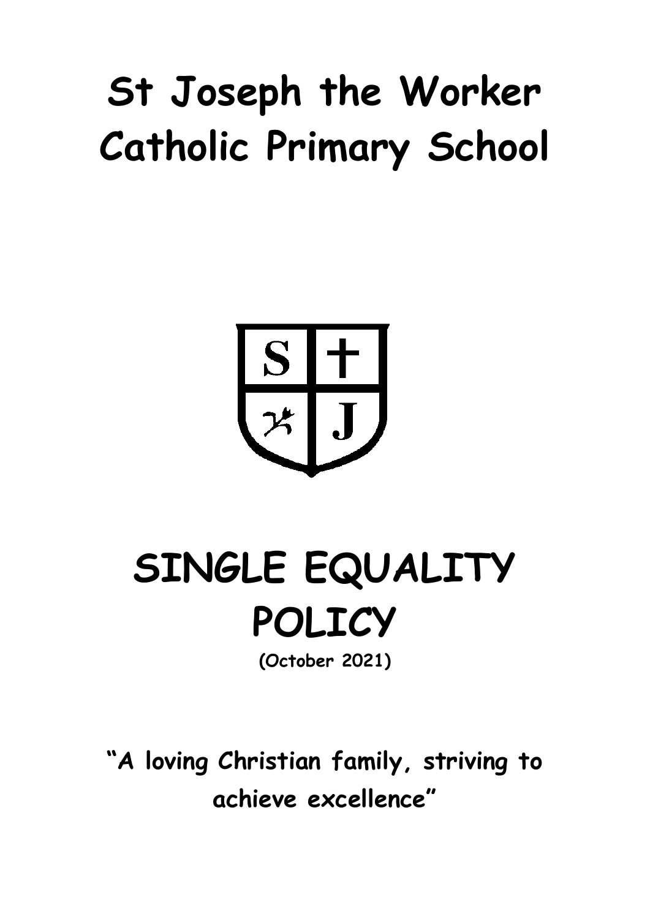# St Joseph the Worker Catholic Primary School

# SINGLE EQUALITY POLICY

**(October 2021)**

**"A loving Christian family, striving to achieve excellence"**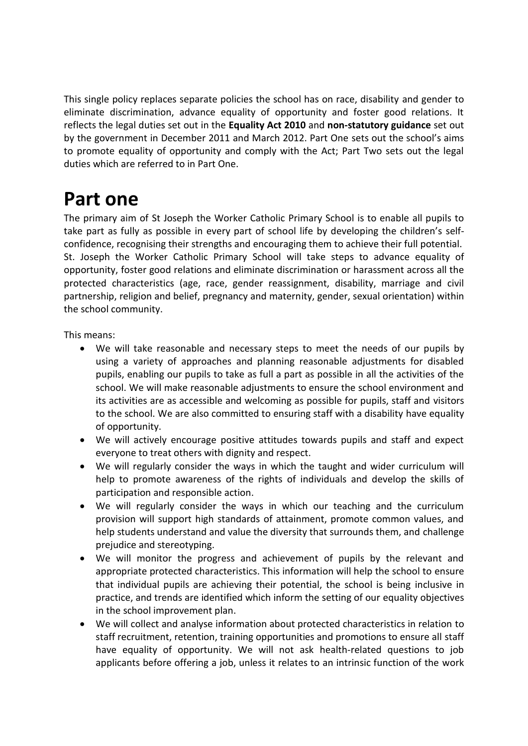This single policy replaces separate policies the school has on race, disability and gender to eliminate discrimination, advance equality of opportunity and foster good relations. It reflects the legal duties set out in the **Equality Act 2010** and **non-statutory guidance** set out by the government in December 2011 and March 2012. Part One sets out the school's aims to promote equality of opportunity and comply with the Act; Part Two sets out the legal duties which are referred to in Part One.

# Part one

The primary aim of St Joseph the Worker Catholic Primary School is to enable all pupils to take part as fully as possible in every part of school life by developing the children's self-confidence, recognising their strengths and encouraging them to achieve their full potential. St. Joseph the Worker Catholic Primary School will take steps to advance equality of opportunity, foster good relations and eliminate discrimination or harassment across all the protected characteristics (age, race, gender reassignment, disability, marriage and civil partnership, religion and belief, pregnancy and maternity, gender, sexual orientation) within the school community.

This means:

- We will take reasonable and necessary steps to meet the needs of our pupils by using a variety of approaches and planning reasonable adjustments for disabled pupils, enabling our pupils to take as full a part as possible in all the activities of the school. We will make reasonable adjustments to ensure the school environment and its activities are as accessible and welcoming as possible for pupils, staff and visitors to the school. We are also committed to ensuring staff with a disability have equality of opportunity.
- We will actively encourage positive attitudes towards pupils and staff and expect everyone to treat others with dignity and respect.
- We will regularly consider the ways in which the taught and wider curriculum will help to promote awareness of the rights of individuals and develop the skills of participation and responsible action.
- We will regularly consider the ways in which our teaching and the curriculum provision will support high standards of attainment, promote common values, and help students understand and value the diversity that surrounds them, and challenge prejudice and stereotyping.
- We will monitor the progress and achievement of pupils by the relevant and appropriate protected characteristics. This information will help the school to ensure that individual pupils are achieving their potential, the school is being inclusive in practice, and trends are identified which inform the setting of our equality objectives in the school improvement plan.
- We will collect and analyse information about protected characteristics in relation to staff recruitment, retention, training opportunities and promotions to ensure all staff have equality of opportunity. We will not ask health-related questions to job applicants before offering a job, unless it relates to an intrinsic function of the work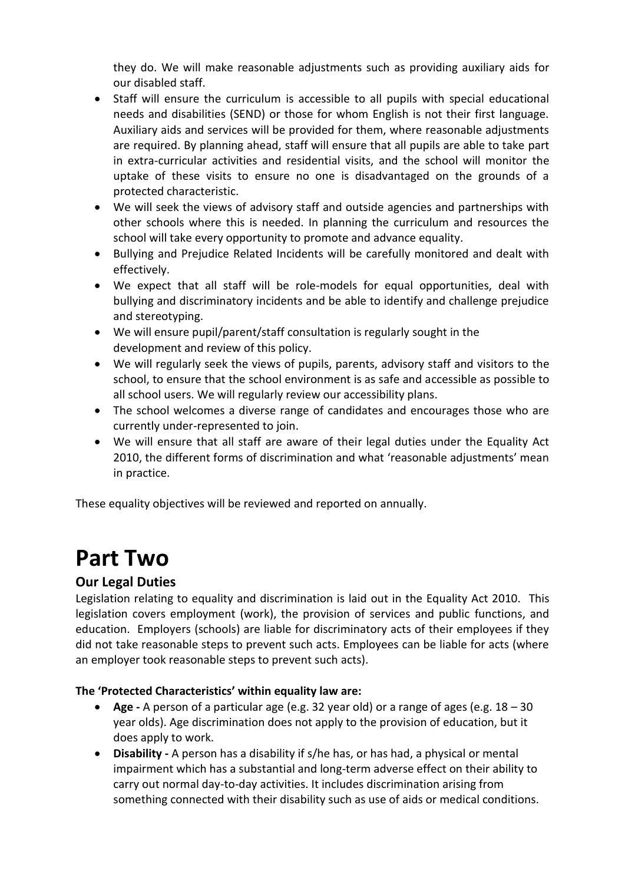they do. We will make reasonable adjustments such as providing auxiliary aids for our disabled staff.

- Staff will ensure the curriculum is accessible to all pupils with special educational needs and disabilities (SEND) or those for whom English is not their first language. Auxiliary aids and services will be provided for them, where reasonable adjustments are required. By planning ahead, staff will ensure that all pupils are able to take part in extra-curricular activities and residential visits, and the school will monitor the uptake of these visits to ensure no one is disadvantaged on the grounds of a protected characteristic.
- We will seek the views of advisory staff and outside agencies and partnerships with other schools where this is needed. In planning the curriculum and resources the school will take every opportunity to promote and advance equality.
- Bullying and Prejudice Related Incidents will be carefully monitored and dealt with effectively.
- We expect that all staff will be role-models for equal opportunities, deal with bullying and discriminatory incidents and be able to identify and challenge prejudice and stereotyping.
- We will ensure pupil/parent/staff consultation is regularly sought in the development and review of this policy.
- We will regularly seek the views of pupils, parents, advisory staff and visitors to the school, to ensure that the school environment is as safe and accessible as possible to all school users. We will regularly review our accessibility plans.
- The school welcomes a diverse range of candidates and encourages those who are currently under-represented to join.
- We will ensure that all staff are aware of their legal duties under the Equality Act 2010, the different forms of discrimination and what 'reasonable adjustments' mean in practice.

These equality objectives will be reviewed and reported on annually.

# Part Two

## Our Legal Duties

Legislation relating to equality and discrimination is laid out in the Equality Act 2010. This legislation covers employment (work), the provision of services and public functions, and education. Employers (schools) are liable for discriminatory acts of their employees if they did not take reasonable steps to prevent such acts. Employees can be liable for acts (where an employer took reasonable steps to prevent such acts).

**The 'Protected Characteristics' within equality law are:**

- **Age -** A person of a particular age (e.g. 32 year old) or a range of ages (e.g. 18 – 30 year olds). Age discrimination does not apply to the provision of education, but it does apply to work.
- **Disability -** A person has a disability if s/he has, or has had, a physical or mental impairment which has a substantial and long-term adverse effect on their ability to carry out normal day-to-day activities. It includes discrimination arising from something connected with their disability such as use of aids or medical conditions.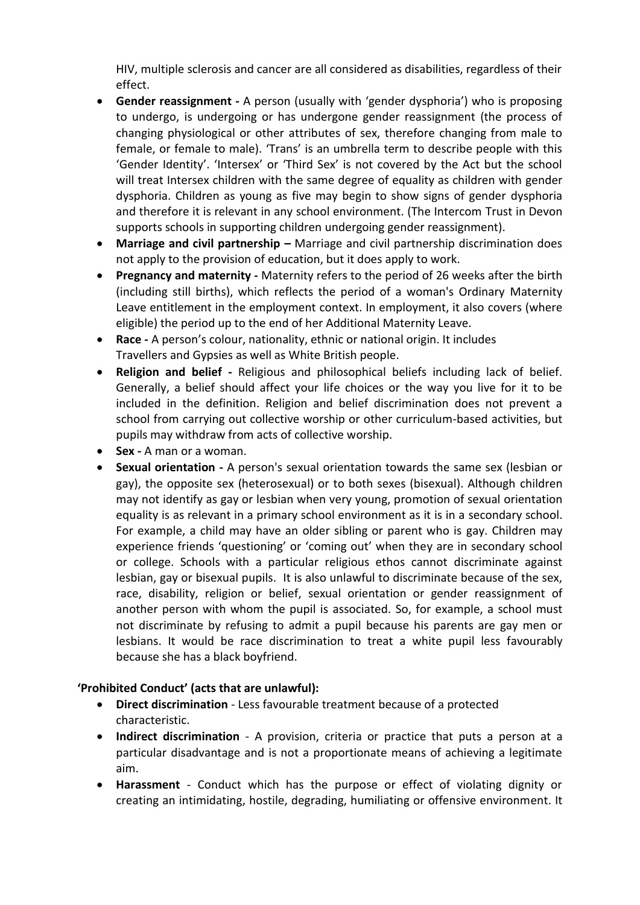HIV, multiple sclerosis and cancer are all considered as disabilities, regardless of their effect.

- **Gender reassignment -** A person (usually with 'gender dysphoria') who is proposing to undergo, is undergoing or has undergone gender reassignment (the process of changing physiological or other attributes of sex, therefore changing from male to female, or female to male). 'Trans' is an umbrella term to describe people with this 'Gender Identity'. 'Intersex' or 'Third Sex' is not covered by the Act but the school will treat Intersex children with the same degree of equality as children with gender dysphoria. Children as young as five may begin to show signs of gender dysphoria and therefore it is relevant in any school environment. (The Intercom Trust in Devon supports schools in supporting children undergoing gender reassignment).
- **Marriage and civil partnership –** Marriage and civil partnership discrimination does not apply to the provision of education, but it does apply to work.
- **Pregnancy and maternity -** Maternity refers to the period of 26 weeks after the birth (including still births), which reflects the period of a woman's Ordinary Maternity Leave entitlement in the employment context. In employment, it also covers (where eligible) the period up to the end of her Additional Maternity Leave.
- **Race -** A person's colour, nationality, ethnic or national origin. It includes Travellers and Gypsies as well as White British people.
- **Religion and belief -** Religious and philosophical beliefs including lack of belief. Generally, a belief should affect your life choices or the way you live for it to be included in the definition. Religion and belief discrimination does not prevent a school from carrying out collective worship or other curriculum-based activities, but pupils may withdraw from acts of collective worship.
- **Sex -** A man or a woman.
- **Sexual orientation -** A person's sexual orientation towards the same sex (lesbian or gay), the opposite sex (heterosexual) or to both sexes (bisexual). Although children may not identify as gay or lesbian when very young, promotion of sexual orientation equality is as relevant in a primary school environment as it is in a secondary school. For example, a child may have an older sibling or parent who is gay. Children may experience friends 'questioning' or 'coming out' when they are in secondary school or college. Schools with a particular religious ethos cannot discriminate against lesbian, gay or bisexual pupils. It is also unlawful to discriminate because of the sex, race, disability, religion or belief, sexual orientation or gender reassignment of another person with whom the pupil is associated. So, for example, a school must not discriminate by refusing to admit a pupil because his parents are gay men or lesbians. It would be race discrimination to treat a white pupil less favourably because she has a black boyfriend.

**'Prohibited Conduct' (acts that are unlawful):**

- **Direct discrimination** - Less favourable treatment because of a protected characteristic.
- **Indirect discrimination** - A provision, criteria or practice that puts a person at a particular disadvantage and is not a proportionate means of achieving a legitimate aim.
- **Harassment** - Conduct which has the purpose or effect of violating dignity or creating an intimidating, hostile, degrading, humiliating or offensive environment. It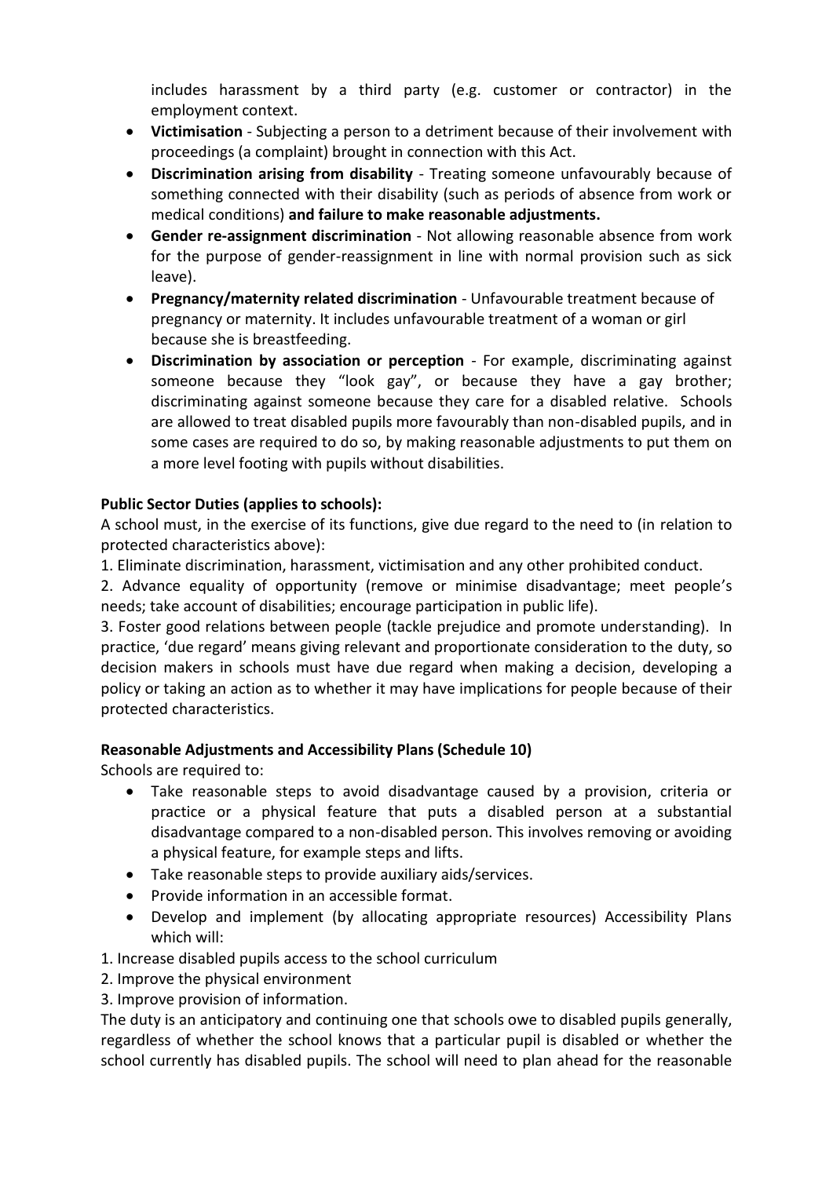includes harassment by a third party (e.g. customer or contractor) in the employment context.

- **Victimisation** - Subjecting a person to a detriment because of their involvement with proceedings (a complaint) brought in connection with this Act.
- **Discrimination arising from disability** - Treating someone unfavourably because of something connected with their disability (such as periods of absence from work or medical conditions) **and failure to make reasonable adjustments.**
- **Gender re-assignment discrimination** - Not allowing reasonable absence from work for the purpose of gender-reassignment in line with normal provision such as sick leave).
- **Pregnancy/maternity related discrimination** - Unfavourable treatment because of pregnancy or maternity. It includes unfavourable treatment of a woman or girl because she is breastfeeding.
- **Discrimination by association or perception** - For example, discriminating against someone because they "look gay", or because they have a gay brother; discriminating against someone because they care for a disabled relative. Schools are allowed to treat disabled pupils more favourably than non-disabled pupils, and in some cases are required to do so, by making reasonable adjustments to put them on a more level footing with pupils without disabilities.

**Public Sector Duties (applies to schools):**

A school must, in the exercise of its functions, give due regard to the need to (in relation to protected characteristics above):

1. Eliminate discrimination, harassment, victimisation and any other prohibited conduct.
2. Advance equality of opportunity (remove or minimise disadvantage; meet people's needs; take account of disabilities; encourage participation in public life).
3. Foster good relations between people (tackle prejudice and promote understanding). In practice, 'due regard' means giving relevant and proportionate consideration to the duty, so decision makers in schools must have due regard when making a decision, developing a policy or taking an action as to whether it may have implications for people because of their protected characteristics.

**Reasonable Adjustments and Accessibility Plans (Schedule 10)**

Schools are required to:

- Take reasonable steps to avoid disadvantage caused by a provision, criteria or practice or a physical feature that puts a disabled person at a substantial disadvantage compared to a non-disabled person. This involves removing or avoiding a physical feature, for example steps and lifts.
- Take reasonable steps to provide auxiliary aids/services.
- Provide information in an accessible format.
- Develop and implement (by allocating appropriate resources) Accessibility Plans which will:

1. Increase disabled pupils access to the school curriculum
2. Improve the physical environment
3. Improve provision of information.

The duty is an anticipatory and continuing one that schools owe to disabled pupils generally, regardless of whether the school knows that a particular pupil is disabled or whether the school currently has disabled pupils. The school will need to plan ahead for the reasonable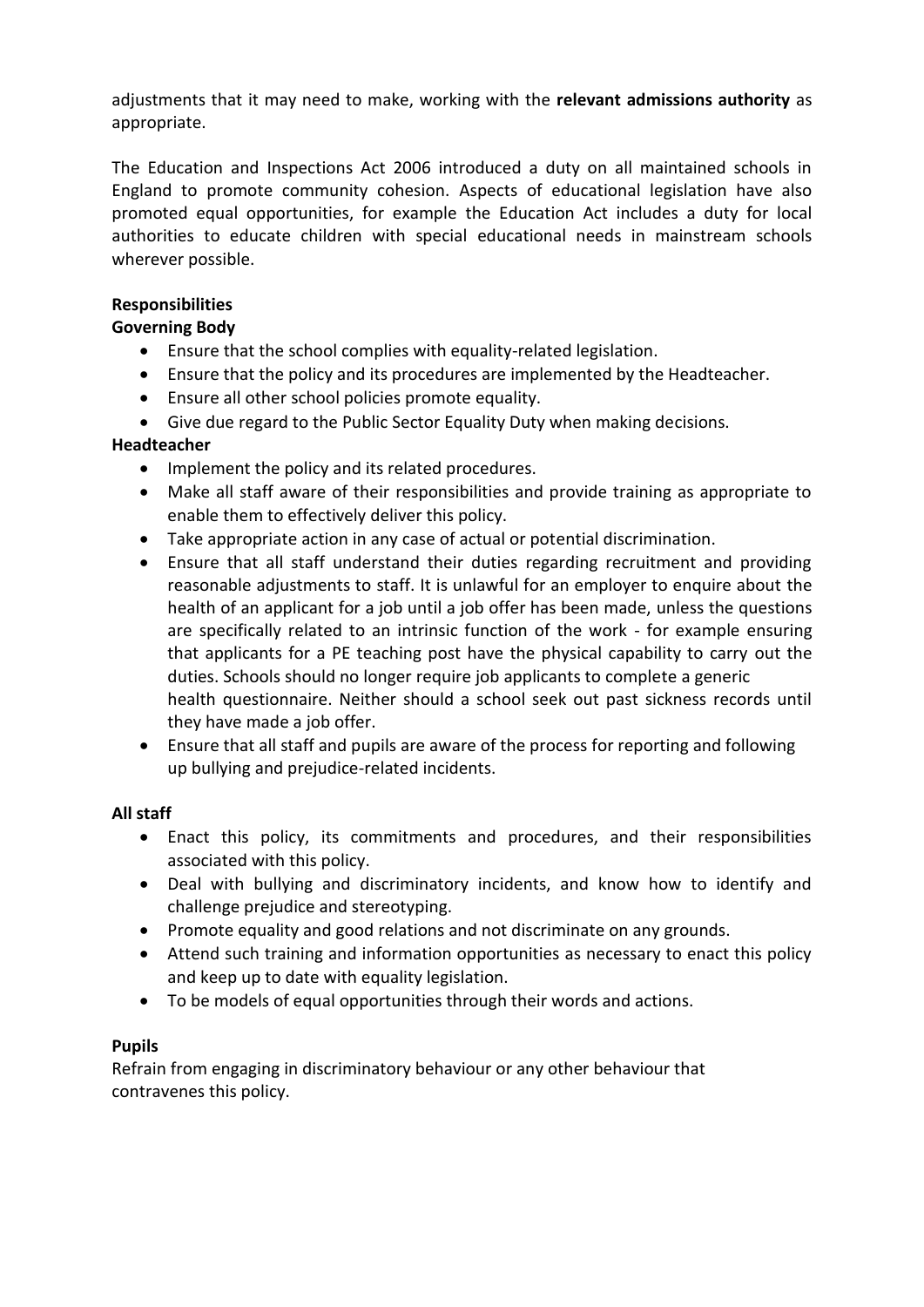adjustments that it may need to make, working with the **relevant admissions authority** as appropriate.

The Education and Inspections Act 2006 introduced a duty on all maintained schools in England to promote community cohesion. Aspects of educational legislation have also promoted equal opportunities, for example the Education Act includes a duty for local authorities to educate children with special educational needs in mainstream schools wherever possible.

**Responsibilities**

**Governing Body**

- Ensure that the school complies with equality-related legislation.
- Ensure that the policy and its procedures are implemented by the Headteacher.
- Ensure all other school policies promote equality.
- Give due regard to the Public Sector Equality Duty when making decisions.

**Headteacher**

- Implement the policy and its related procedures.
- Make all staff aware of their responsibilities and provide training as appropriate to enable them to effectively deliver this policy.
- Take appropriate action in any case of actual or potential discrimination.
- Ensure that all staff understand their duties regarding recruitment and providing reasonable adjustments to staff. It is unlawful for an employer to enquire about the health of an applicant for a job until a job offer has been made, unless the questions are specifically related to an intrinsic function of the work - for example ensuring that applicants for a PE teaching post have the physical capability to carry out the duties. Schools should no longer require job applicants to complete a generic health questionnaire. Neither should a school seek out past sickness records until they have made a job offer.
- Ensure that all staff and pupils are aware of the process for reporting and following up bullying and prejudice-related incidents.

**All staff**

- Enact this policy, its commitments and procedures, and their responsibilities associated with this policy.
- Deal with bullying and discriminatory incidents, and know how to identify and challenge prejudice and stereotyping.
- Promote equality and good relations and not discriminate on any grounds.
- Attend such training and information opportunities as necessary to enact this policy and keep up to date with equality legislation.
- To be models of equal opportunities through their words and actions.

**Pupils**

Refrain from engaging in discriminatory behaviour or any other behaviour that contravenes this policy.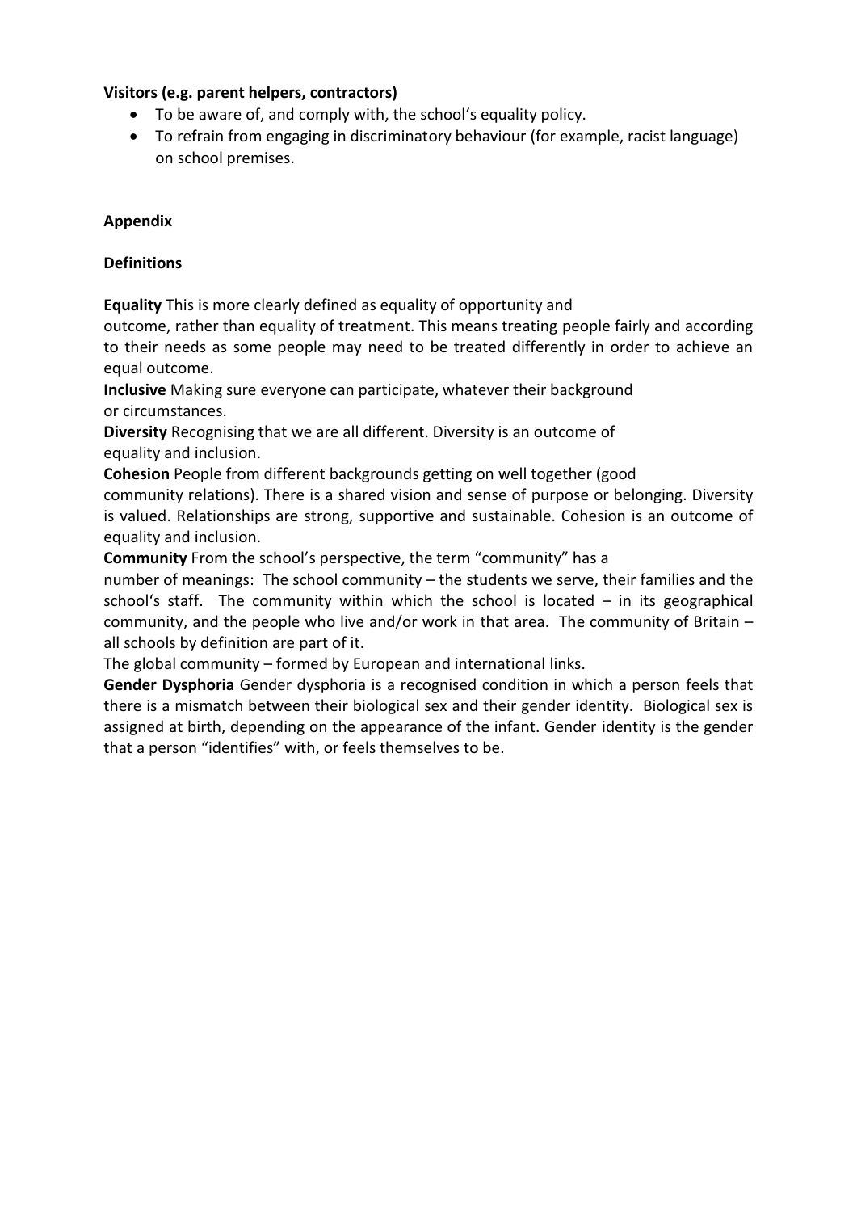**Visitors (e.g. parent helpers, contractors)**

- To be aware of, and comply with, the school's equality policy.
- To refrain from engaging in discriminatory behaviour (for example, racist language) on school premises.

**Appendix**

**Definitions**

**Equality** This is more clearly defined as equality of opportunity and outcome, rather than equality of treatment. This means treating people fairly and according to their needs as some people may need to be treated differently in order to achieve an equal outcome.

**Inclusive** Making sure everyone can participate, whatever their background or circumstances.

**Diversity** Recognising that we are all different. Diversity is an outcome of equality and inclusion.

**Cohesion** People from different backgrounds getting on well together (good community relations). There is a shared vision and sense of purpose or belonging. Diversity is valued. Relationships are strong, supportive and sustainable. Cohesion is an outcome of equality and inclusion.

**Community** From the school's perspective, the term "community" has a number of meanings: The school community – the students we serve, their families and the school's staff. The community within which the school is located – in its geographical community, and the people who live and/or work in that area. The community of Britain – all schools by definition are part of it.

The global community – formed by European and international links.

**Gender Dysphoria** Gender dysphoria is a recognised condition in which a person feels that there is a mismatch between their biological sex and their gender identity. Biological sex is assigned at birth, depending on the appearance of the infant. Gender identity is the gender that a person "identifies" with, or feels themselves to be.